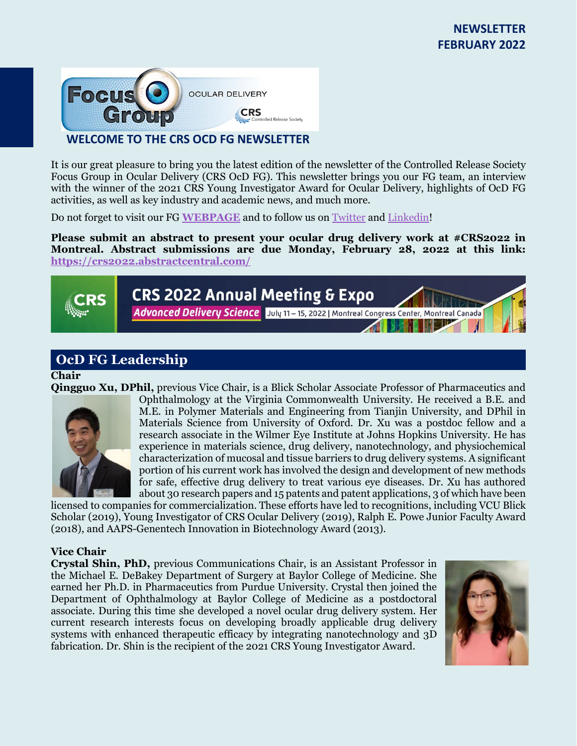NEWSLETTER
FEBRUARY 2022

## WELCOME TO THE CRS OCD FG NEWSLETTER

It is our great pleasure to bring you the latest edition of the newsletter of the Controlled Release Society Focus Group in Ocular Delivery (CRS OcD FG). This newsletter brings you our FG team, an interview with the winner of the 2021 CRS Young Investigator Award for Ocular Delivery, highlights of OcD FG activities, as well as key industry and academic news, and much more.

Do not forget to visit our FG **WEBPAGE** and to follow us on Twitter and Linkedin!

**Please submit an abstract to present your ocular drug delivery work at #CRS2022 in Montreal. Abstract submissions are due Monday, February 28, 2022 at this link: https://crs2022.abstractcentral.com/**

CRS 2022 Annual Meeting & Expo
*Advanced Delivery Science* July 11 – 15, 2022 | Montreal Congress Center, Montreal Canada

## OcD FG Leadership

**Chair**

**Qingguo Xu, DPhil,** previous Vice Chair, is a Blick Scholar Associate Professor of Pharmaceutics and Ophthalmology at the Virginia Commonwealth University. He received a B.E. and M.E. in Polymer Materials and Engineering from Tianjin University, and DPhil in Materials Science from University of Oxford. Dr. Xu was a postdoc fellow and a research associate in the Wilmer Eye Institute at Johns Hopkins University. He has experience in materials science, drug delivery, nanotechnology, and physiochemical characterization of mucosal and tissue barriers to drug delivery systems. A significant portion of his current work has involved the design and development of new methods for safe, effective drug delivery to treat various eye diseases. Dr. Xu has authored about 30 research papers and 15 patents and patent applications, 3 of which have been licensed to companies for commercialization. These efforts have led to recognitions, including VCU Blick Scholar (2019), Young Investigator of CRS Ocular Delivery (2019), Ralph E. Powe Junior Faculty Award (2018), and AAPS-Genentech Innovation in Biotechnology Award (2013).

**Vice Chair**

**Crystal Shin, PhD,** previous Communications Chair, is an Assistant Professor in the Michael E. DeBakey Department of Surgery at Baylor College of Medicine. She earned her Ph.D. in Pharmaceutics from Purdue University. Crystal then joined the Department of Ophthalmology at Baylor College of Medicine as a postdoctoral associate. During this time she developed a novel ocular drug delivery system. Her current research interests focus on developing broadly applicable drug delivery systems with enhanced therapeutic efficacy by integrating nanotechnology and 3D fabrication. Dr. Shin is the recipient of the 2021 CRS Young Investigator Award.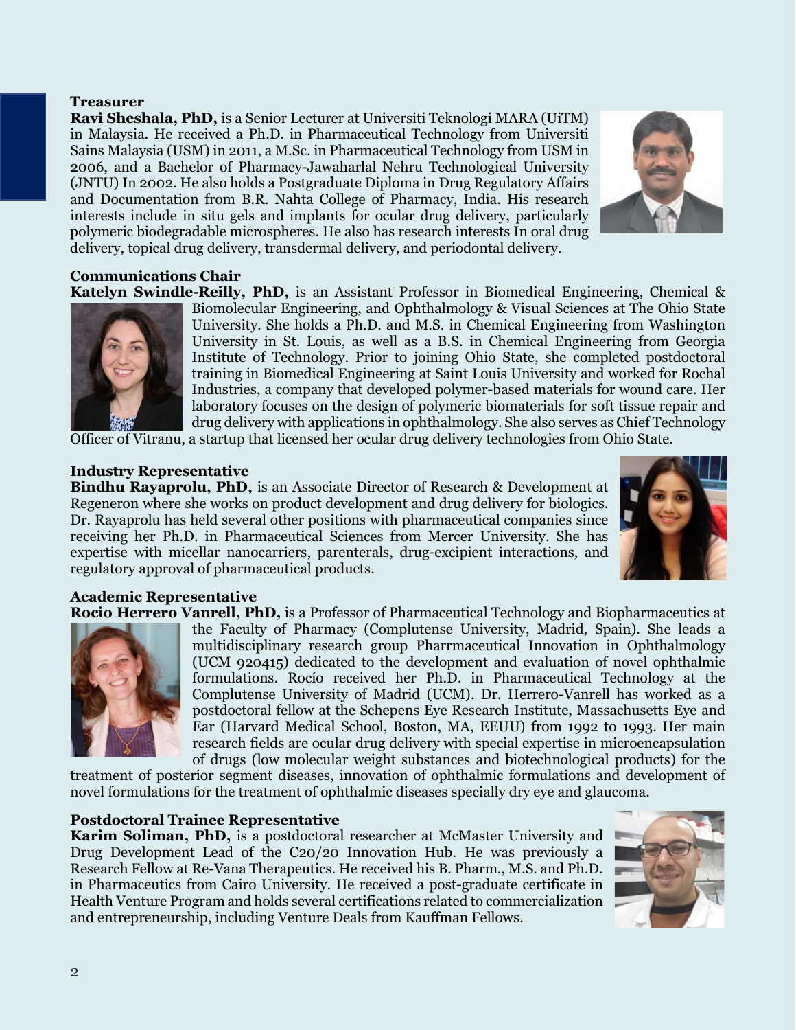### Treasurer

**Ravi Sheshala, PhD,** is a Senior Lecturer at Universiti Teknologi MARA (UiTM) in Malaysia. He received a Ph.D. in Pharmaceutical Technology from Universiti Sains Malaysia (USM) in 2011, a M.Sc. in Pharmaceutical Technology from USM in 2006, and a Bachelor of Pharmacy-Jawaharlal Nehru Technological University (JNTU) In 2002. He also holds a Postgraduate Diploma in Drug Regulatory Affairs and Documentation from B.R. Nahta College of Pharmacy, India. His research interests include in situ gels and implants for ocular drug delivery, particularly polymeric biodegradable microspheres. He also has research interests In oral drug delivery, topical drug delivery, transdermal delivery, and periodontal delivery.

### Communications Chair

**Katelyn Swindle-Reilly, PhD,** is an Assistant Professor in Biomedical Engineering, Chemical & Biomolecular Engineering, and Ophthalmology & Visual Sciences at The Ohio State University. She holds a Ph.D. and M.S. in Chemical Engineering from Washington University in St. Louis, as well as a B.S. in Chemical Engineering from Georgia Institute of Technology. Prior to joining Ohio State, she completed postdoctoral training in Biomedical Engineering at Saint Louis University and worked for Rochal Industries, a company that developed polymer-based materials for wound care. Her laboratory focuses on the design of polymeric biomaterials for soft tissue repair and drug delivery with applications in ophthalmology. She also serves as Chief Technology Officer of Vitranu, a startup that licensed her ocular drug delivery technologies from Ohio State.

### Industry Representative

**Bindhu Rayaprolu, PhD,** is an Associate Director of Research & Development at Regeneron where she works on product development and drug delivery for biologics. Dr. Rayaprolu has held several other positions with pharmaceutical companies since receiving her Ph.D. in Pharmaceutical Sciences from Mercer University. She has expertise with micellar nanocarriers, parenterals, drug-excipient interactions, and regulatory approval of pharmaceutical products.

### Academic Representative

**Rocio Herrero Vanrell, PhD,** is a Professor of Pharmaceutical Technology and Biopharmaceutics at the Faculty of Pharmacy (Complutense University, Madrid, Spain). She leads a multidisciplinary research group Pharrmaceutical Innovation in Ophthalmology (UCM 920415) dedicated to the development and evaluation of novel ophthalmic formulations. Rocío received her Ph.D. in Pharmaceutical Technology at the Complutense University of Madrid (UCM). Dr. Herrero-Vanrell has worked as a postdoctoral fellow at the Schepens Eye Research Institute, Massachusetts Eye and Ear (Harvard Medical School, Boston, MA, EEUU) from 1992 to 1993. Her main research fields are ocular drug delivery with special expertise in microencapsulation of drugs (low molecular weight substances and biotechnological products) for the treatment of posterior segment diseases, innovation of ophthalmic formulations and development of novel formulations for the treatment of ophthalmic diseases specially dry eye and glaucoma.

### Postdoctoral Trainee Representative

**Karim Soliman, PhD,** is a postdoctoral researcher at McMaster University and Drug Development Lead of the C20/20 Innovation Hub. He was previously a Research Fellow at Re-Vana Therapeutics. He received his B. Pharm., M.S. and Ph.D. in Pharmaceutics from Cairo University. He received a post-graduate certificate in Health Venture Program and holds several certifications related to commercialization and entrepreneurship, including Venture Deals from Kauffman Fellows.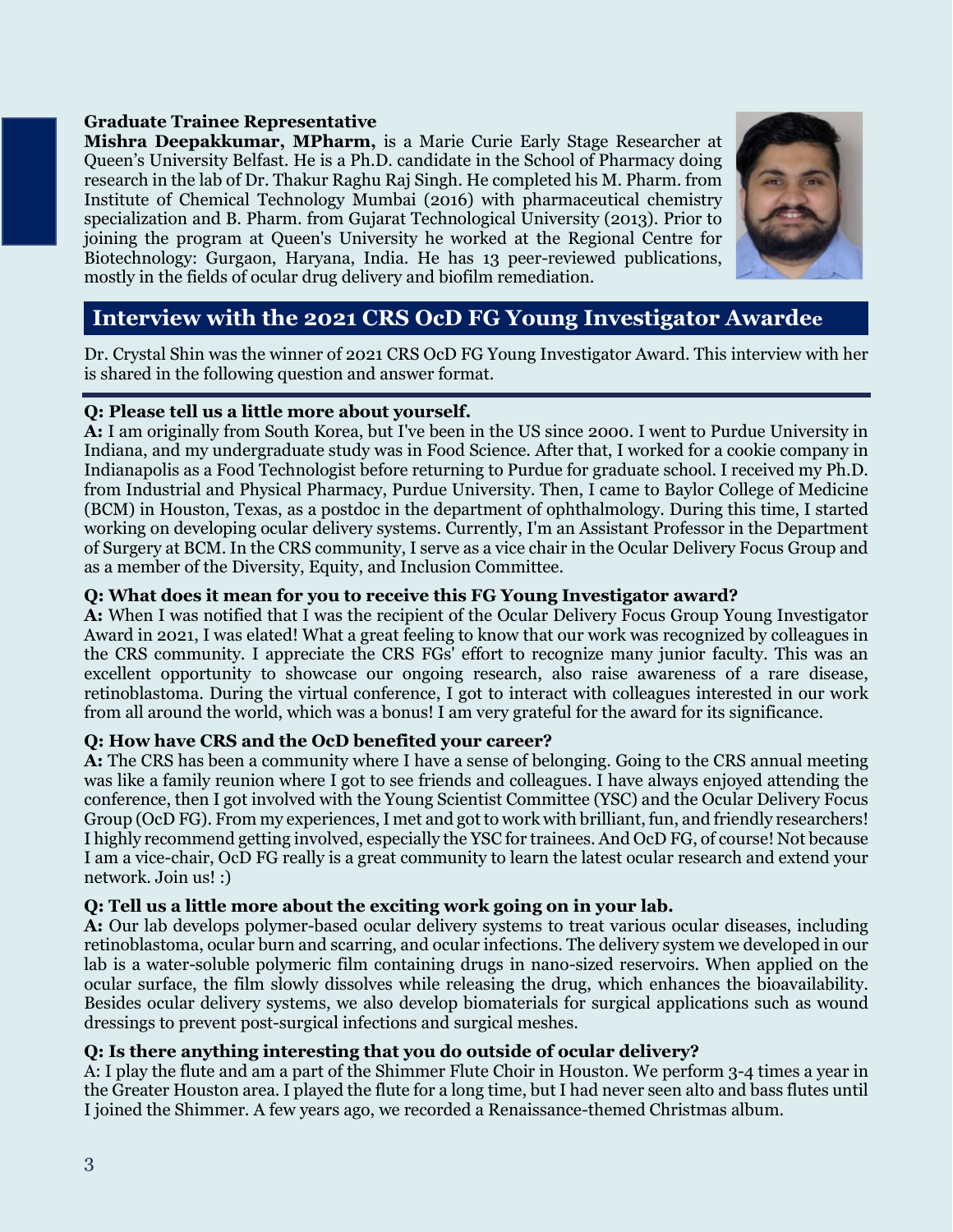**Graduate Trainee Representative**

**Mishra Deepakkumar, MPharm,** is a Marie Curie Early Stage Researcher at Queen's University Belfast. He is a Ph.D. candidate in the School of Pharmacy doing research in the lab of Dr. Thakur Raghu Raj Singh. He completed his M. Pharm. from Institute of Chemical Technology Mumbai (2016) with pharmaceutical chemistry specialization and B. Pharm. from Gujarat Technological University (2013). Prior to joining the program at Queen's University he worked at the Regional Centre for Biotechnology: Gurgaon, Haryana, India. He has 13 peer-reviewed publications, mostly in the fields of ocular drug delivery and biofilm remediation.

## Interview with the 2021 CRS OcD FG Young Investigator Awardee

Dr. Crystal Shin was the winner of 2021 CRS OcD FG Young Investigator Award. This interview with her is shared in the following question and answer format.

**Q: Please tell us a little more about yourself.**

**A:** I am originally from South Korea, but I've been in the US since 2000. I went to Purdue University in Indiana, and my undergraduate study was in Food Science. After that, I worked for a cookie company in Indianapolis as a Food Technologist before returning to Purdue for graduate school. I received my Ph.D. from Industrial and Physical Pharmacy, Purdue University. Then, I came to Baylor College of Medicine (BCM) in Houston, Texas, as a postdoc in the department of ophthalmology. During this time, I started working on developing ocular delivery systems. Currently, I'm an Assistant Professor in the Department of Surgery at BCM. In the CRS community, I serve as a vice chair in the Ocular Delivery Focus Group and as a member of the Diversity, Equity, and Inclusion Committee.

**Q: What does it mean for you to receive this FG Young Investigator award?**

**A:** When I was notified that I was the recipient of the Ocular Delivery Focus Group Young Investigator Award in 2021, I was elated! What a great feeling to know that our work was recognized by colleagues in the CRS community. I appreciate the CRS FGs' effort to recognize many junior faculty. This was an excellent opportunity to showcase our ongoing research, also raise awareness of a rare disease, retinoblastoma. During the virtual conference, I got to interact with colleagues interested in our work from all around the world, which was a bonus! I am very grateful for the award for its significance.

**Q: How have CRS and the OcD benefited your career?**

**A:** The CRS has been a community where I have a sense of belonging. Going to the CRS annual meeting was like a family reunion where I got to see friends and colleagues. I have always enjoyed attending the conference, then I got involved with the Young Scientist Committee (YSC) and the Ocular Delivery Focus Group (OcD FG). From my experiences, I met and got to work with brilliant, fun, and friendly researchers! I highly recommend getting involved, especially the YSC for trainees. And OcD FG, of course! Not because I am a vice-chair, OcD FG really is a great community to learn the latest ocular research and extend your network. Join us! :)

**Q: Tell us a little more about the exciting work going on in your lab.**

**A:** Our lab develops polymer-based ocular delivery systems to treat various ocular diseases, including retinoblastoma, ocular burn and scarring, and ocular infections. The delivery system we developed in our lab is a water-soluble polymeric film containing drugs in nano-sized reservoirs. When applied on the ocular surface, the film slowly dissolves while releasing the drug, which enhances the bioavailability. Besides ocular delivery systems, we also develop biomaterials for surgical applications such as wound dressings to prevent post-surgical infections and surgical meshes.

**Q: Is there anything interesting that you do outside of ocular delivery?**

A: I play the flute and am a part of the Shimmer Flute Choir in Houston. We perform 3-4 times a year in the Greater Houston area. I played the flute for a long time, but I had never seen alto and bass flutes until I joined the Shimmer. A few years ago, we recorded a Renaissance-themed Christmas album.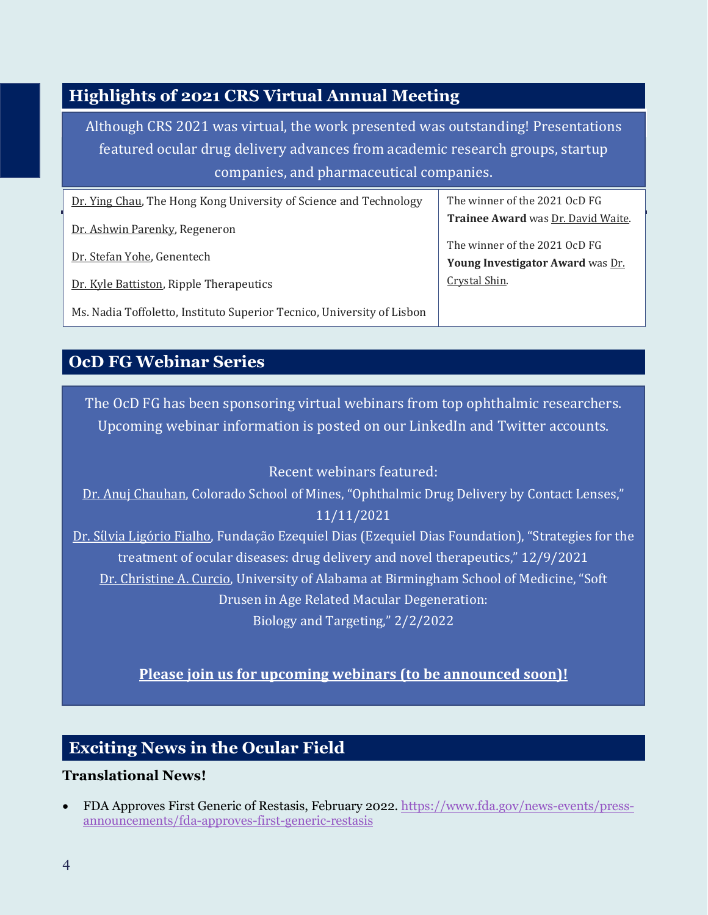## Highlights of 2021 CRS Virtual Annual Meeting

Although CRS 2021 was virtual, the work presented was outstanding! Presentations featured ocular drug delivery advances from academic research groups, startup companies, and pharmaceutical companies.

Dr. Ying Chau, The Hong Kong University of Science and Technology

Dr. Ashwin Parenky, Regeneron

Dr. Stefan Yohe, Genentech

Dr. Kyle Battiston, Ripple Therapeutics

Ms. Nadia Toffoletto, Instituto Superior Tecnico, University of Lisbon

The winner of the 2021 OcD FG **Trainee Award** was Dr. David Waite.

The winner of the 2021 OcD FG **Young Investigator Award** was Dr. Crystal Shin.

## OcD FG Webinar Series

The OcD FG has been sponsoring virtual webinars from top ophthalmic researchers. Upcoming webinar information is posted on our LinkedIn and Twitter accounts.

Recent webinars featured:

Dr. Anuj Chauhan, Colorado School of Mines, "Ophthalmic Drug Delivery by Contact Lenses," 11/11/2021

Dr. Sílvia Ligório Fialho, Fundação Ezequiel Dias (Ezequiel Dias Foundation), "Strategies for the treatment of ocular diseases: drug delivery and novel therapeutics," 12/9/2021

Dr. Christine A. Curcio, University of Alabama at Birmingham School of Medicine, "Soft Drusen in Age Related Macular Degeneration: Biology and Targeting," 2/2/2022

**Please join us for upcoming webinars (to be announced soon)!**

## Exciting News in the Ocular Field

### Translational News!

- FDA Approves First Generic of Restasis, February 2022. https://www.fda.gov/news-events/press-announcements/fda-approves-first-generic-restasis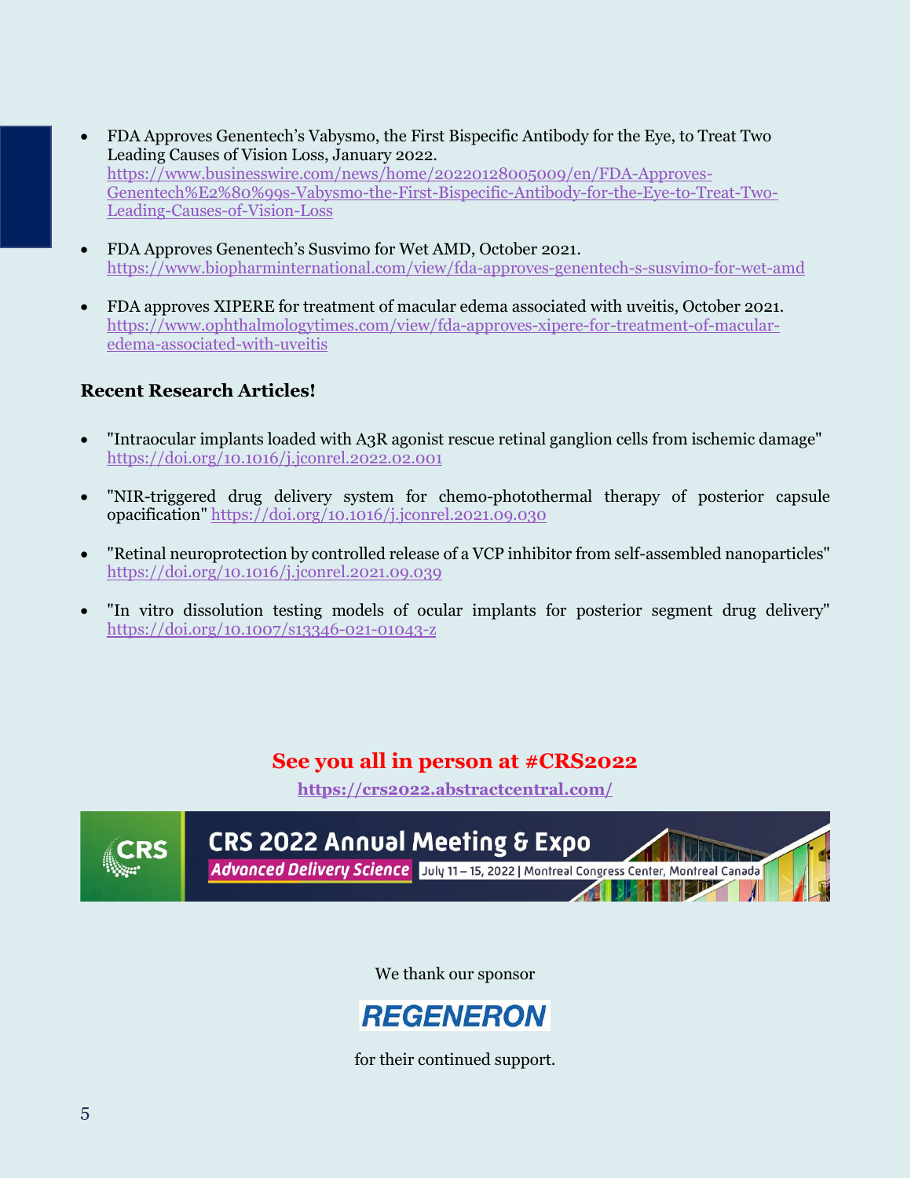- FDA Approves Genentech's Vabysmo, the First Bispecific Antibody for the Eye, to Treat Two Leading Causes of Vision Loss, January 2022. https://www.businesswire.com/news/home/20220128005009/en/FDA-Approves-Genentech%E2%80%99s-Vabysmo-the-First-Bispecific-Antibody-for-the-Eye-to-Treat-Two-Leading-Causes-of-Vision-Loss

- FDA Approves Genentech's Susvimo for Wet AMD, October 2021. https://www.biopharminternational.com/view/fda-approves-genentech-s-susvimo-for-wet-amd

- FDA approves XIPERE for treatment of macular edema associated with uveitis, October 2021. https://www.ophthalmologytimes.com/view/fda-approves-xipere-for-treatment-of-macular-edema-associated-with-uveitis

**Recent Research Articles!**

- "Intraocular implants loaded with A3R agonist rescue retinal ganglion cells from ischemic damage" https://doi.org/10.1016/j.jconrel.2022.02.001

- "NIR-triggered drug delivery system for chemo-photothermal therapy of posterior capsule opacification" https://doi.org/10.1016/j.jconrel.2021.09.030

- "Retinal neuroprotection by controlled release of a VCP inhibitor from self-assembled nanoparticles" https://doi.org/10.1016/j.jconrel.2021.09.039

- "In vitro dissolution testing models of ocular implants for posterior segment drug delivery" https://doi.org/10.1007/s13346-021-01043-z

**See you all in person at #CRS2022**

**https://crs2022.abstractcentral.com/**

CRS 2022 Annual Meeting & Expo

Advanced Delivery Science

July 11 – 15, 2022 | Montreal Congress Center, Montreal Canada

We thank our sponsor

REGENERON

for their continued support.